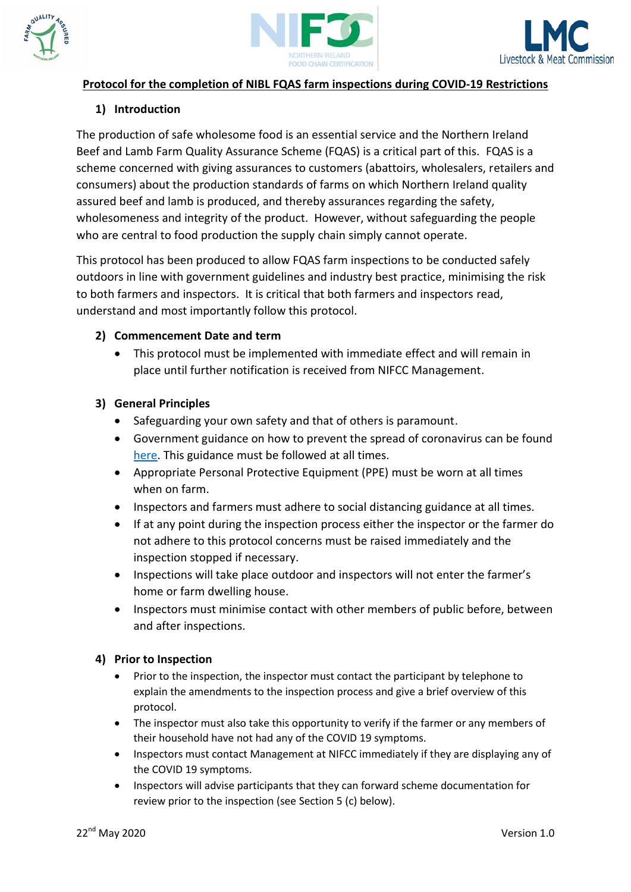# Protocol for the completion of NIBL FQAS farm inspections during COVID-19 Restrictions

## 1) Introduction

The production of safe wholesome food is an essential service and the Northern Ireland Beef and Lamb Farm Quality Assurance Scheme (FQAS) is a critical part of this. FQAS is a scheme concerned with giving assurances to customers (abattoirs, wholesalers, retailers and consumers) about the production standards of farms on which Northern Ireland quality assured beef and lamb is produced, and thereby assurances regarding the safety, wholesomeness and integrity of the product. However, without safeguarding the people who are central to food production the supply chain simply cannot operate.

This protocol has been produced to allow FQAS farm inspections to be conducted safely outdoors in line with government guidelines and industry best practice, minimising the risk to both farmers and inspectors. It is critical that both farmers and inspectors read, understand and most importantly follow this protocol.

## 2) Commencement Date and term

- This protocol must be implemented with immediate effect and will remain in place until further notification is received from NIFCC Management.

## 3) General Principles

- Safeguarding your own safety and that of others is paramount.
- Government guidance on how to prevent the spread of coronavirus can be found here. This guidance must be followed at all times.
- Appropriate Personal Protective Equipment (PPE) must be worn at all times when on farm.
- Inspectors and farmers must adhere to social distancing guidance at all times.
- If at any point during the inspection process either the inspector or the farmer do not adhere to this protocol concerns must be raised immediately and the inspection stopped if necessary.
- Inspections will take place outdoor and inspectors will not enter the farmer's home or farm dwelling house.
- Inspectors must minimise contact with other members of public before, between and after inspections.

## 4) Prior to Inspection

- Prior to the inspection, the inspector must contact the participant by telephone to explain the amendments to the inspection process and give a brief overview of this protocol.
- The inspector must also take this opportunity to verify if the farmer or any members of their household have not had any of the COVID 19 symptoms.
- Inspectors must contact Management at NIFCC immediately if they are displaying any of the COVID 19 symptoms.
- Inspectors will advise participants that they can forward scheme documentation for review prior to the inspection (see Section 5 (c) below).

22nd May 2020 Version 1.0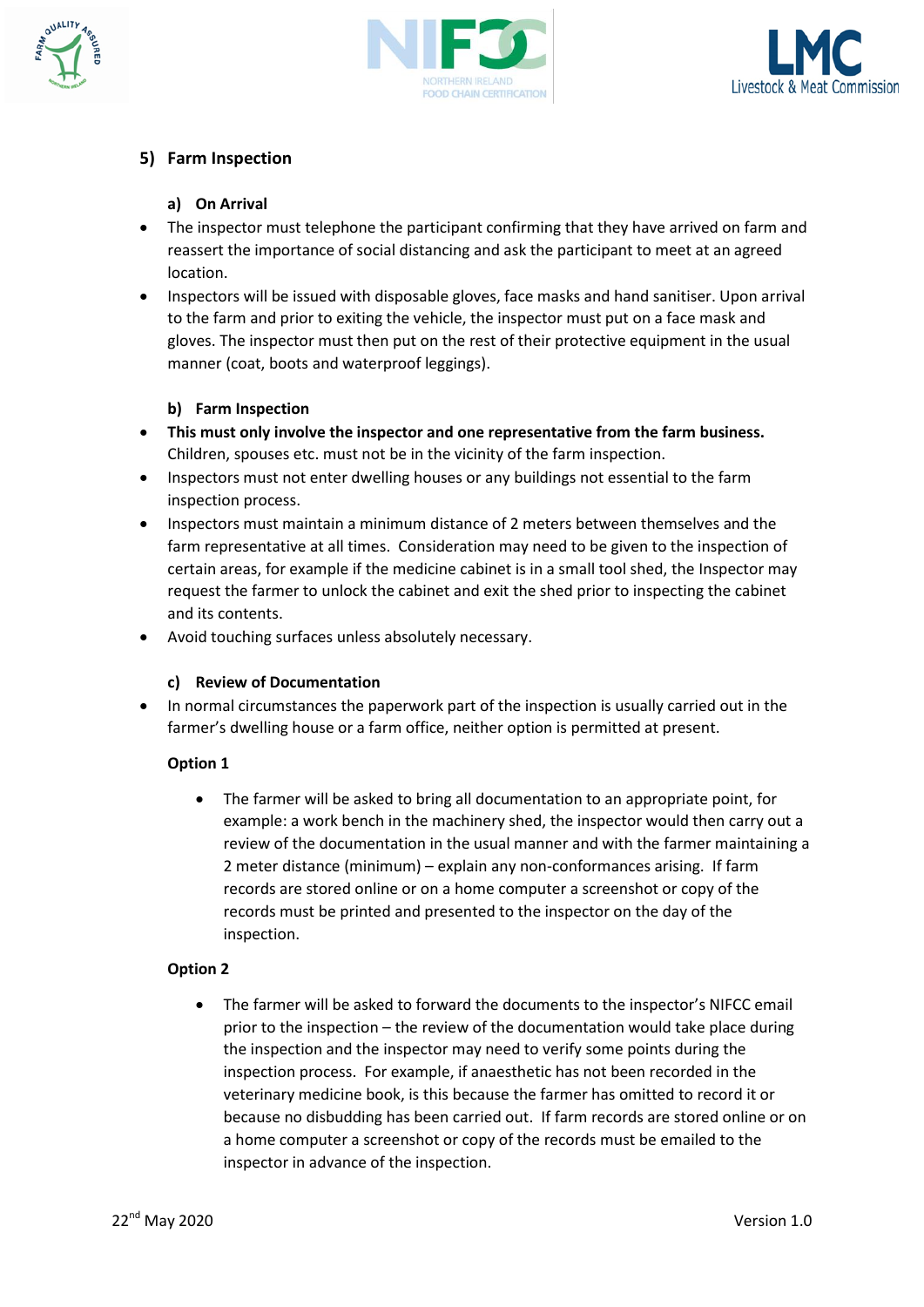## 5) Farm Inspection

### a) On Arrival

- The inspector must telephone the participant confirming that they have arrived on farm and reassert the importance of social distancing and ask the participant to meet at an agreed location.
- Inspectors will be issued with disposable gloves, face masks and hand sanitiser. Upon arrival to the farm and prior to exiting the vehicle, the inspector must put on a face mask and gloves. The inspector must then put on the rest of their protective equipment in the usual manner (coat, boots and waterproof leggings).

### b) Farm Inspection

- **This must only involve the inspector and one representative from the farm business.** Children, spouses etc. must not be in the vicinity of the farm inspection.
- Inspectors must not enter dwelling houses or any buildings not essential to the farm inspection process.
- Inspectors must maintain a minimum distance of 2 meters between themselves and the farm representative at all times. Consideration may need to be given to the inspection of certain areas, for example if the medicine cabinet is in a small tool shed, the Inspector may request the farmer to unlock the cabinet and exit the shed prior to inspecting the cabinet and its contents.
- Avoid touching surfaces unless absolutely necessary.

### c) Review of Documentation

- In normal circumstances the paperwork part of the inspection is usually carried out in the farmer's dwelling house or a farm office, neither option is permitted at present.

**Option 1**

- The farmer will be asked to bring all documentation to an appropriate point, for example: a work bench in the machinery shed, the inspector would then carry out a review of the documentation in the usual manner and with the farmer maintaining a 2 meter distance (minimum) – explain any non-conformances arising. If farm records are stored online or on a home computer a screenshot or copy of the records must be printed and presented to the inspector on the day of the inspection.

**Option 2**

- The farmer will be asked to forward the documents to the inspector's NIFCC email prior to the inspection – the review of the documentation would take place during the inspection and the inspector may need to verify some points during the inspection process. For example, if anaesthetic has not been recorded in the veterinary medicine book, is this because the farmer has omitted to record it or because no disbudding has been carried out. If farm records are stored online or on a home computer a screenshot or copy of the records must be emailed to the inspector in advance of the inspection.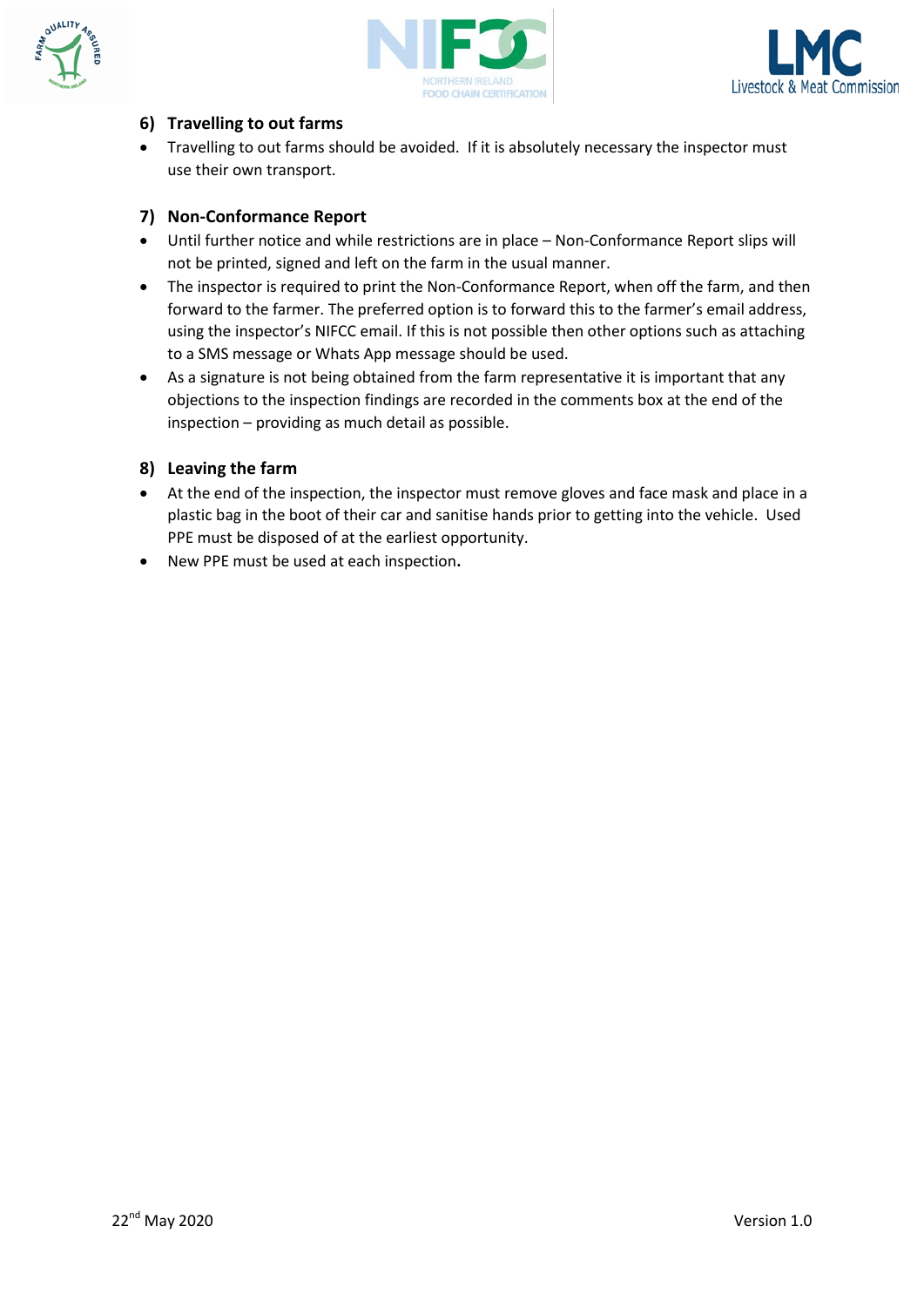## 6) Travelling to out farms

- Travelling to out farms should be avoided. If it is absolutely necessary the inspector must use their own transport.

## 7) Non-Conformance Report

- Until further notice and while restrictions are in place – Non-Conformance Report slips will not be printed, signed and left on the farm in the usual manner.
- The inspector is required to print the Non-Conformance Report, when off the farm, and then forward to the farmer. The preferred option is to forward this to the farmer's email address, using the inspector's NIFCC email. If this is not possible then other options such as attaching to a SMS message or Whats App message should be used.
- As a signature is not being obtained from the farm representative it is important that any objections to the inspection findings are recorded in the comments box at the end of the inspection – providing as much detail as possible.

## 8) Leaving the farm

- At the end of the inspection, the inspector must remove gloves and face mask and place in a plastic bag in the boot of their car and sanitise hands prior to getting into the vehicle. Used PPE must be disposed of at the earliest opportunity.
- New PPE must be used at each inspection**.**